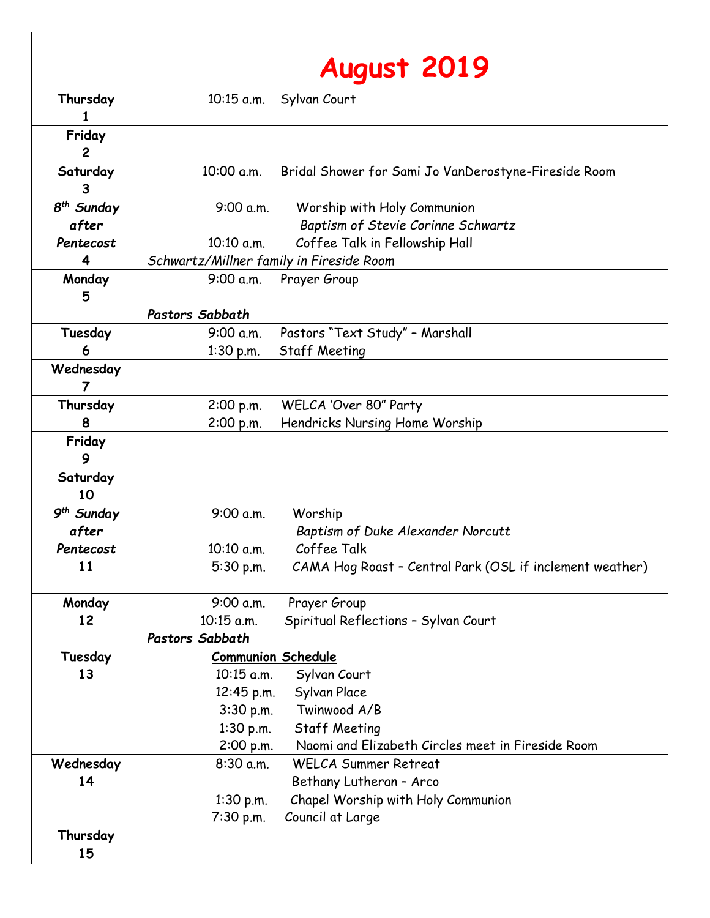| | **August 2019** |
|---|---|
| **Thursday 1** | 10:15 a.m. Sylvan Court |
| **Friday 2** | |
| **Saturday 3** | 10:00 a.m. Bridal Shower for Sami Jo VanDerostyne-Fireside Room |
| ***8th Sunday after Pentecost* 4** | 9:00 a.m. Worship with Holy Communion<br>*Baptism of Stevie Corinne Schwartz*<br>10:10 a.m. Coffee Talk in Fellowship Hall<br>*Schwartz/Millner family in Fireside Room* |
| **Monday 5** | 9:00 a.m. Prayer Group<br>***Pastors Sabbath*** |
| **Tuesday 6** | 9:00 a.m. Pastors "Text Study" – Marshall<br>1:30 p.m. Staff Meeting |
| **Wednesday 7** | |
| **Thursday 8** | 2:00 p.m. WELCA 'Over 80" Party<br>2:00 p.m. Hendricks Nursing Home Worship |
| **Friday 9** | |
| **Saturday 10** | |
| ***9th Sunday after Pentecost* 11** | 9:00 a.m. Worship<br>*Baptism of Duke Alexander Norcutt*<br>10:10 a.m. Coffee Talk<br>5:30 p.m. CAMA Hog Roast – Central Park (OSL if inclement weather) |
| **Monday 12** | 9:00 a.m. Prayer Group<br>10:15 a.m. Spiritual Reflections – Sylvan Court<br>***Pastors Sabbath*** |
| **Tuesday 13** | **Communion Schedule**<br>10:15 a.m. Sylvan Court<br>12:45 p.m. Sylvan Place<br>3:30 p.m. Twinwood A/B<br>1:30 p.m. Staff Meeting<br>2:00 p.m. Naomi and Elizabeth Circles meet in Fireside Room |
| **Wednesday 14** | 8:30 a.m. WELCA Summer Retreat<br>Bethany Lutheran – Arco<br>1:30 p.m. Chapel Worship with Holy Communion<br>7:30 p.m. Council at Large |
| **Thursday 15** | |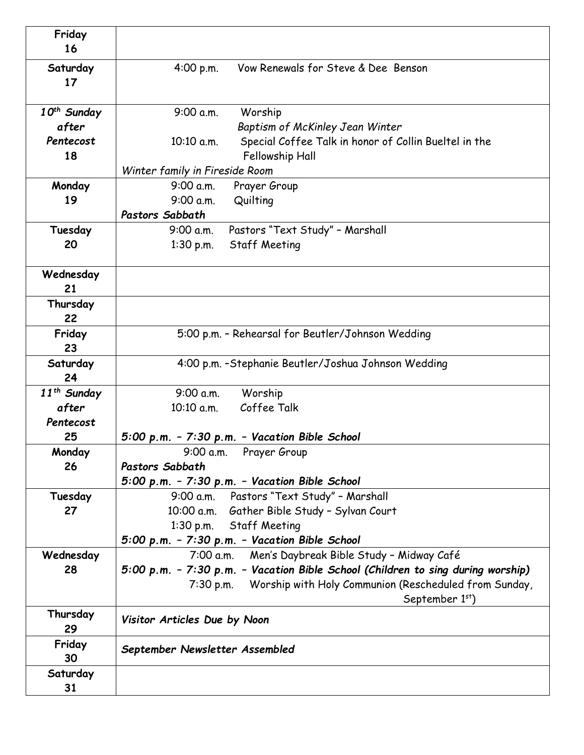| | |
|---|---|
| **Friday**<br>**16** | |
| **Saturday**<br>**17** | 4:00 p.m. Vow Renewals for Steve & Dee Benson |
| ***10th Sunday after Pentecost***<br>**18** | 9:00 a.m. Worship<br>*Baptism of McKinley Jean Winter*<br>10:10 a.m. Special Coffee Talk in honor of Collin Bueltel in the Fellowship Hall<br>*Winter family in Fireside Room* |
| **Monday**<br>**19** | 9:00 a.m. Prayer Group<br>9:00 a.m. Quilting<br>***Pastors Sabbath*** |
| **Tuesday**<br>**20** | 9:00 a.m. Pastors "Text Study" – Marshall<br>1:30 p.m. Staff Meeting |
| **Wednesday**<br>**21** | |
| **Thursday**<br>**22** | |
| **Friday**<br>**23** | 5:00 p.m. – Rehearsal for Beutler/Johnson Wedding |
| **Saturday**<br>**24** | 4:00 p.m. –Stephanie Beutler/Joshua Johnson Wedding |
| ***11th Sunday after Pentecost***<br>**25** | 9:00 a.m. Worship<br>10:10 a.m. Coffee Talk<br>***5:00 p.m. – 7:30 p.m. – Vacation Bible School*** |
| **Monday**<br>**26** | 9:00 a.m. Prayer Group<br>***Pastors Sabbath***<br>***5:00 p.m. – 7:30 p.m. – Vacation Bible School*** |
| **Tuesday**<br>**27** | 9:00 a.m. Pastors "Text Study" – Marshall<br>10:00 a.m. Gather Bible Study – Sylvan Court<br>1:30 p.m. Staff Meeting<br>***5:00 p.m. – 7:30 p.m. – Vacation Bible School*** |
| **Wednesday**<br>**28** | 7:00 a.m. Men's Daybreak Bible Study – Midway Café<br>***5:00 p.m. – 7:30 p.m. – Vacation Bible School (Children to sing during worship)***<br>7:30 p.m. Worship with Holy Communion (Rescheduled from Sunday, September 1st) |
| **Thursday**<br>**29** | ***Visitor Articles Due by Noon*** |
| **Friday**<br>**30** | ***September Newsletter Assembled*** |
| **Saturday**<br>**31** | |